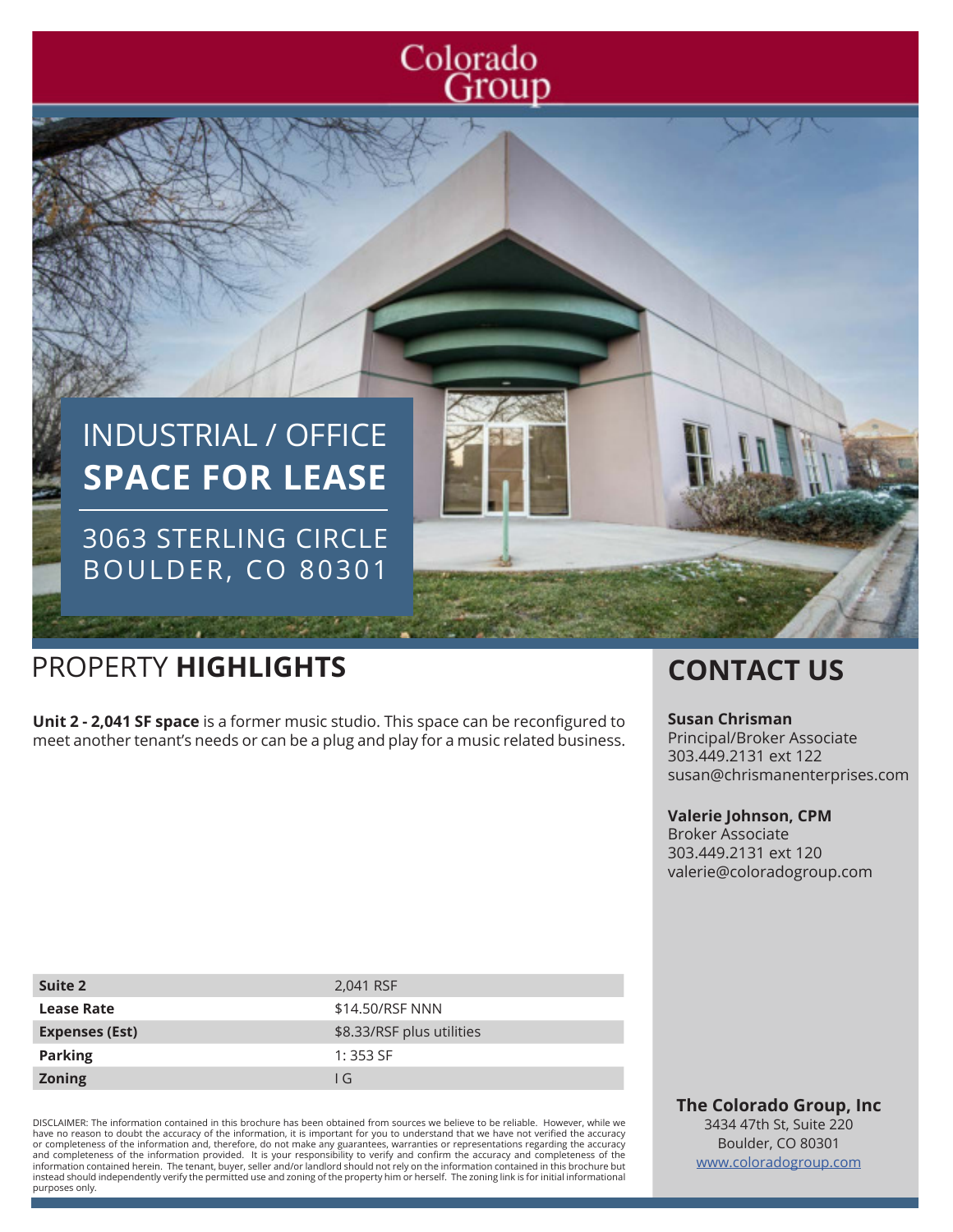Colorado Group

# INDUSTRIAL / OFFICE **SPACE FOR LEASE**

3063 STERLING CIRCLE
BOULDER, CO 80301

## PROPERTY **HIGHLIGHTS**

**Unit 2 - 2,041 SF space** is a former music studio. This space can be reconfigured to meet another tenant's needs or can be a plug and play for a music related business.

| | |
|---|---|
| **Suite 2** | 2,041 RSF |
| **Lease Rate** | $14.50/RSF NNN |
| **Expenses (Est)** | $8.33/RSF plus utilities |
| **Parking** | 1: 353 SF |
| **Zoning** | I G |

DISCLAIMER: The information contained in this brochure has been obtained from sources we believe to be reliable. However, while we have no reason to doubt the accuracy of the information, it is important for you to understand that we have not verified the accuracy or completeness of the information and, therefore, do not make any guarantees, warranties or representations regarding the accuracy and completeness of the information provided. It is your responsibility to verify and confirm the accuracy and completeness of the information contained herein. The tenant, buyer, seller and/or landlord should not rely on the information contained in this brochure but instead should independently verify the permitted use and zoning of the property him or herself. The zoning link is for initial informational purposes only.

## CONTACT US

**Susan Chrisman**
Principal/Broker Associate
303.449.2131 ext 122
susan@chrismanenterprises.com

**Valerie Johnson, CPM**
Broker Associate
303.449.2131 ext 120
valerie@coloradogroup.com

**The Colorado Group, Inc**
3434 47th St, Suite 220
Boulder, CO 80301
www.coloradogroup.com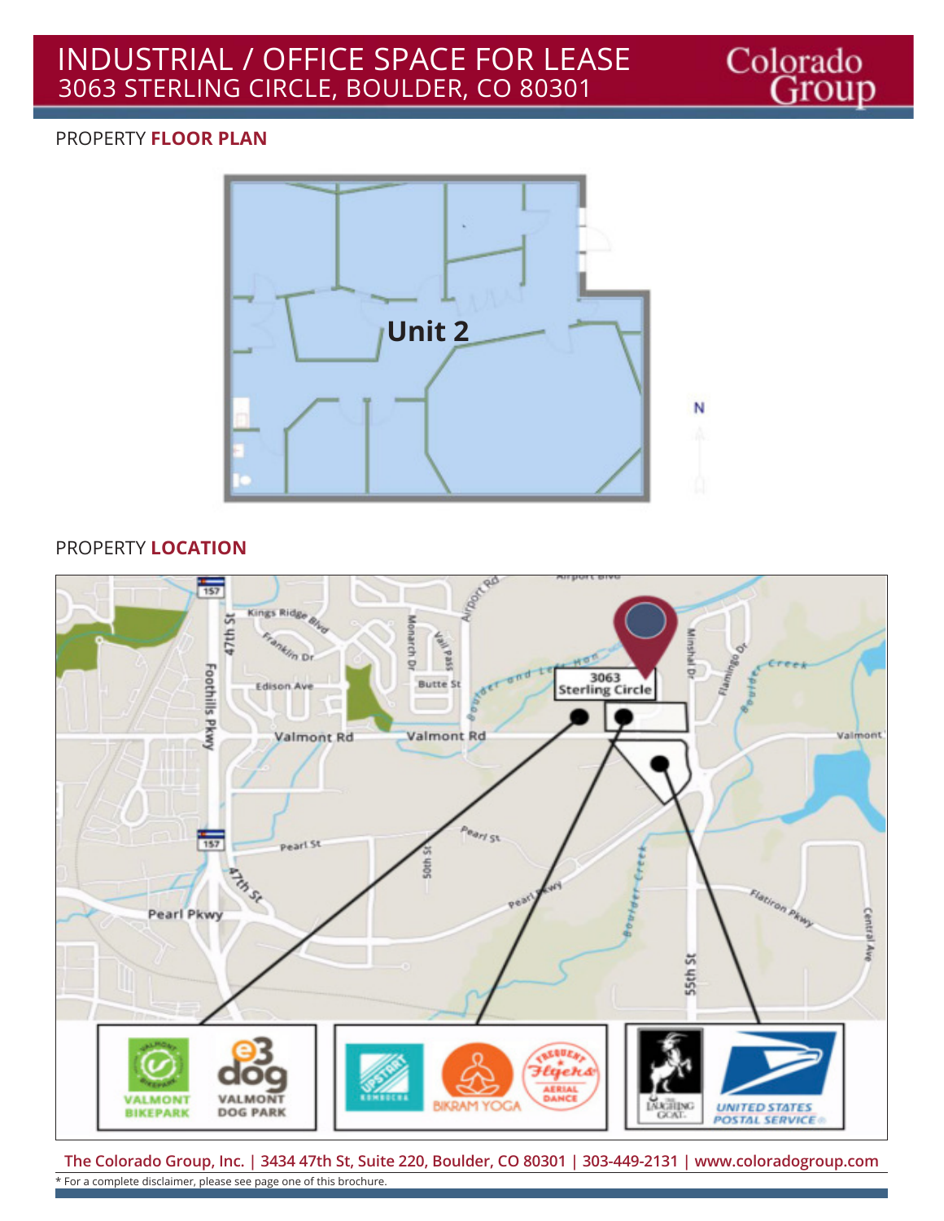# INDUSTRIAL / OFFICE SPACE FOR LEASE
## 3063 STERLING CIRCLE, BOULDER, CO 80301

Colorado Group

PROPERTY **FLOOR PLAN**

Unit 2

N

PROPERTY **LOCATION**

3063 Sterling Circle

VALMONT BIKEPARK

VALMONT DOG PARK

BIKRAM YOGA

FREQUENT Flyers AERIAL DANCE

LAUGHING GOAT

UNITED STATES POSTAL SERVICE

The Colorado Group, Inc. | 3434 47th St, Suite 220, Boulder, CO 80301 | 303-449-2131 | www.coloradogroup.com

* For a complete disclaimer, please see page one of this brochure.